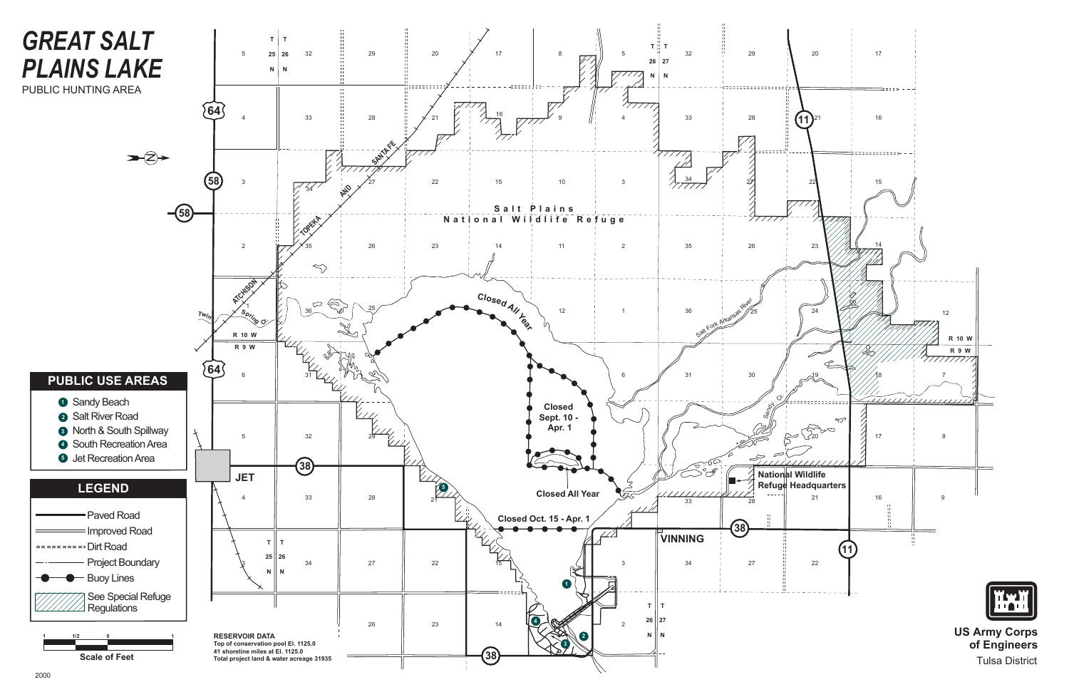# GREAT SALT PLAINS LAKE

PUBLIC HUNTING AREA

## PUBLIC USE AREAS

1. Sandy Beach
2. Salt River Road
3. North & South Spillway
4. South Recreation Area
5. Jet Recreation Area

## LEGEND

- Paved Road
- Improved Road
- Dirt Road
- Project Boundary
- Buoy Lines
- See Special Refuge Regulations

Scale of Feet

Salt Plains National Wildlife Refuge

Closed All Year

Closed Sept. 10 - Apr. 1

Closed All Year

Closed Oct. 15 - Apr. 1

National Wildlife Refuge Headquarters

JET

VINNING

ATCHISON TOPEKA AND SANTA FE

Salt Fork Arkansas River

Sandy Cr.

Twin Spring Cr.

T 25 N | T 26 N | T 27 N

R 10 W | R 9 W

**RESERVOIR DATA**

**Top of conservation pool El. 1125.0**
**41 shoreline miles at El. 1125.0**
**Total project land & water acreage 31935**

**US Army Corps of Engineers**
Tulsa District

2000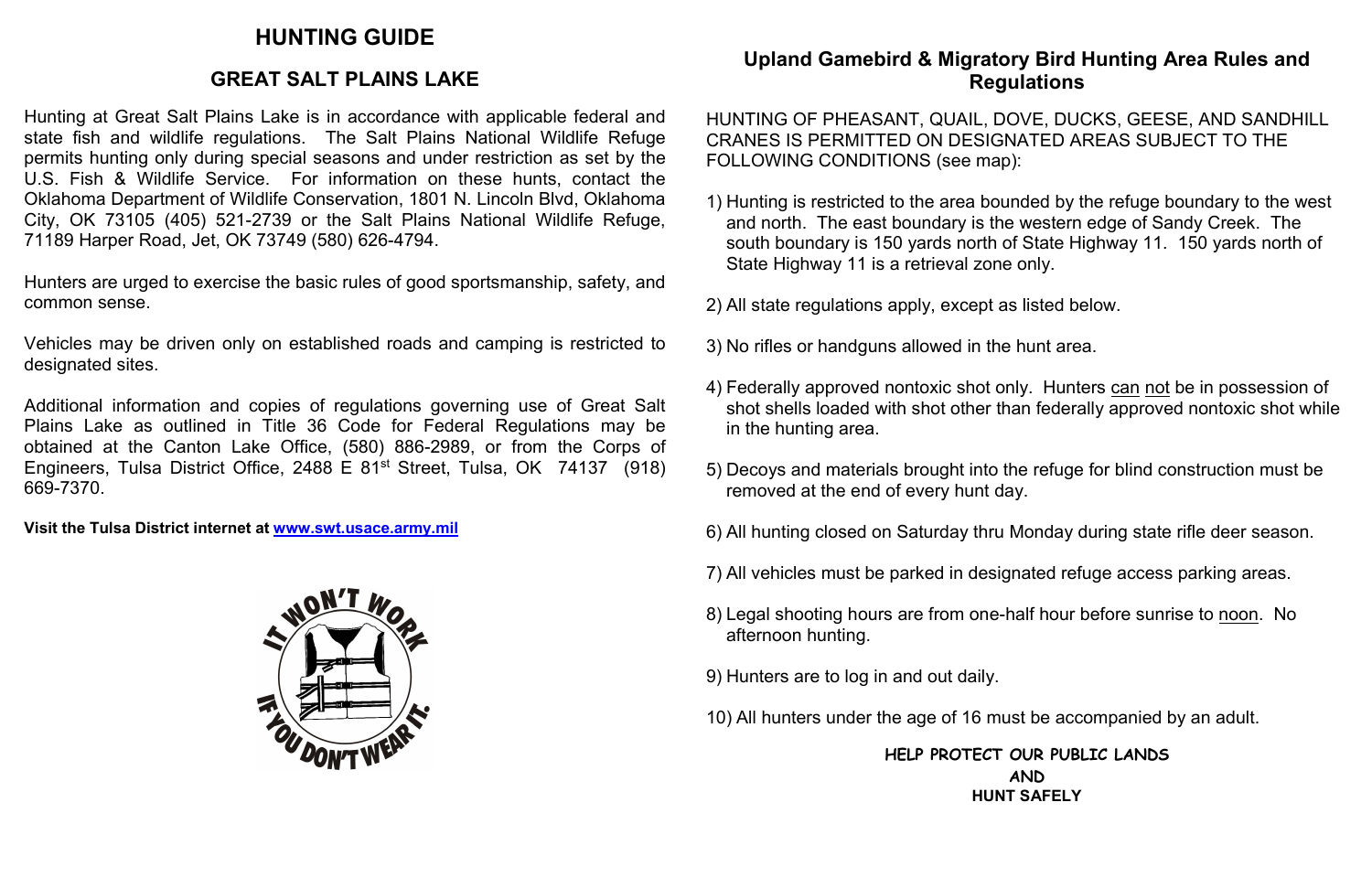# HUNTING GUIDE

## GREAT SALT PLAINS LAKE

Hunting at Great Salt Plains Lake is in accordance with applicable federal and state fish and wildlife regulations. The Salt Plains National Wildlife Refuge permits hunting only during special seasons and under restriction as set by the U.S. Fish & Wildlife Service. For information on these hunts, contact the Oklahoma Department of Wildlife Conservation, 1801 N. Lincoln Blvd, Oklahoma City, OK 73105 (405) 521-2739 or the Salt Plains National Wildlife Refuge, 71189 Harper Road, Jet, OK 73749 (580) 626-4794.

Hunters are urged to exercise the basic rules of good sportsmanship, safety, and common sense.

Vehicles may be driven only on established roads and camping is restricted to designated sites.

Additional information and copies of regulations governing use of Great Salt Plains Lake as outlined in Title 36 Code for Federal Regulations may be obtained at the Canton Lake Office, (580) 886-2989, or from the Corps of Engineers, Tulsa District Office, 2488 E 81st Street, Tulsa, OK 74137 (918) 669-7370.

**Visit the Tulsa District internet at www.swt.usace.army.mil**

IT WON'T WORK IF YOU DON'T WEAR IT.

## Upland Gamebird & Migratory Bird Hunting Area Rules and Regulations

HUNTING OF PHEASANT, QUAIL, DOVE, DUCKS, GEESE, AND SANDHILL CRANES IS PERMITTED ON DESIGNATED AREAS SUBJECT TO THE FOLLOWING CONDITIONS (see map):

1) Hunting is restricted to the area bounded by the refuge boundary to the west and north. The east boundary is the western edge of Sandy Creek. The south boundary is 150 yards north of State Highway 11. 150 yards north of State Highway 11 is a retrieval zone only.

2) All state regulations apply, except as listed below.

3) No rifles or handguns allowed in the hunt area.

4) Federally approved nontoxic shot only. Hunters can not be in possession of shot shells loaded with shot other than federally approved nontoxic shot while in the hunting area.

5) Decoys and materials brought into the refuge for blind construction must be removed at the end of every hunt day.

6) All hunting closed on Saturday thru Monday during state rifle deer season.

7) All vehicles must be parked in designated refuge access parking areas.

8) Legal shooting hours are from one-half hour before sunrise to noon. No afternoon hunting.

9) Hunters are to log in and out daily.

10) All hunters under the age of 16 must be accompanied by an adult.

**HELP PROTECT OUR PUBLIC LANDS**
**AND**
**HUNT SAFELY**